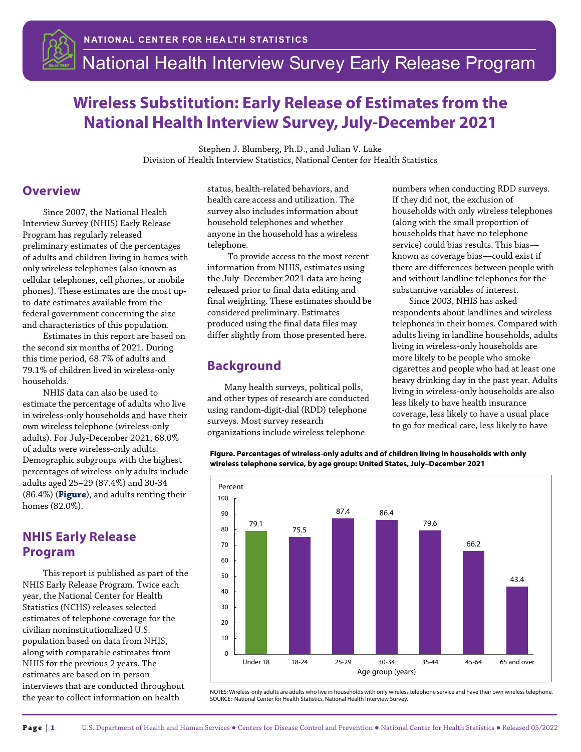# Wireless Substitution: Early Release of Estimates from the National Health Interview Survey, July-December 2021

Stephen J. Blumberg, Ph.D., and Julian V. Luke
Division of Health Interview Statistics, National Center for Health Statistics

## Overview

Since 2007, the National Health Interview Survey (NHIS) Early Release Program has regularly released preliminary estimates of the percentages of adults and children living in homes with only wireless telephones (also known as cellular telephones, cell phones, or mobile phones). These estimates are the most up-to-date estimates available from the federal government concerning the size and characteristics of this population.

Estimates in this report are based on the second six months of 2021. During this time period, 68.7% of adults and 79.1% of children lived in wireless-only households.

NHIS data can also be used to estimate the percentage of adults who live in wireless-only households and have their own wireless telephone (wireless-only adults). For July-December 2021, 68.0% of adults were wireless-only adults. Demographic subgroups with the highest percentages of wireless-only adults include adults aged 25–29 (87.4%) and 30-34 (86.4%) (**Figure**), and adults renting their homes (82.0%).

## NHIS Early Release Program

This report is published as part of the NHIS Early Release Program. Twice each year, the National Center for Health Statistics (NCHS) releases selected estimates of telephone coverage for the civilian noninstitutionalized U.S. population based on data from NHIS, along with comparable estimates from NHIS for the previous 2 years. The estimates are based on in-person interviews that are conducted throughout the year to collect information on health status, health-related behaviors, and health care access and utilization. The survey also includes information about household telephones and whether anyone in the household has a wireless telephone.

To provide access to the most recent information from NHIS, estimates using the July–December 2021 data are being released prior to final data editing and final weighting. These estimates should be considered preliminary. Estimates produced using the final data files may differ slightly from those presented here.

## Background

Many health surveys, political polls, and other types of research are conducted using random-digit-dial (RDD) telephone surveys. Most survey research organizations include wireless telephone numbers when conducting RDD surveys. If they did not, the exclusion of households with only wireless telephones (along with the small proportion of households that have no telephone service) could bias results. This bias—known as coverage bias—could exist if there are differences between people with and without landline telephones for the substantive variables of interest.

Since 2003, NHIS has asked respondents about landlines and wireless telephones in their homes. Compared with adults living in landline households, adults living in wireless-only households are more likely to be people who smoke cigarettes and people who had at least one heavy drinking day in the past year. Adults living in wireless-only households are also less likely to have health insurance coverage, less likely to have a usual place to go for medical care, less likely to have

**Figure. Percentages of wireless-only adults and of children living in households with only wireless telephone service, by age group: United States, July–December 2021**

| Age group (years) | Percent |
|---|---|
| Under 18 | 79.1 |
| 18-24 | 75.5 |
| 25-29 | 87.4 |
| 30-34 | 86.4 |
| 35-44 | 79.6 |
| 45-64 | 66.2 |
| 65 and over | 43.4 |

NOTES: Wireless-only adults are adults who live in households with only wireless telephone service and have their own wireless telephone.
SOURCE: National Center for Health Statistics, National Health Interview Survey.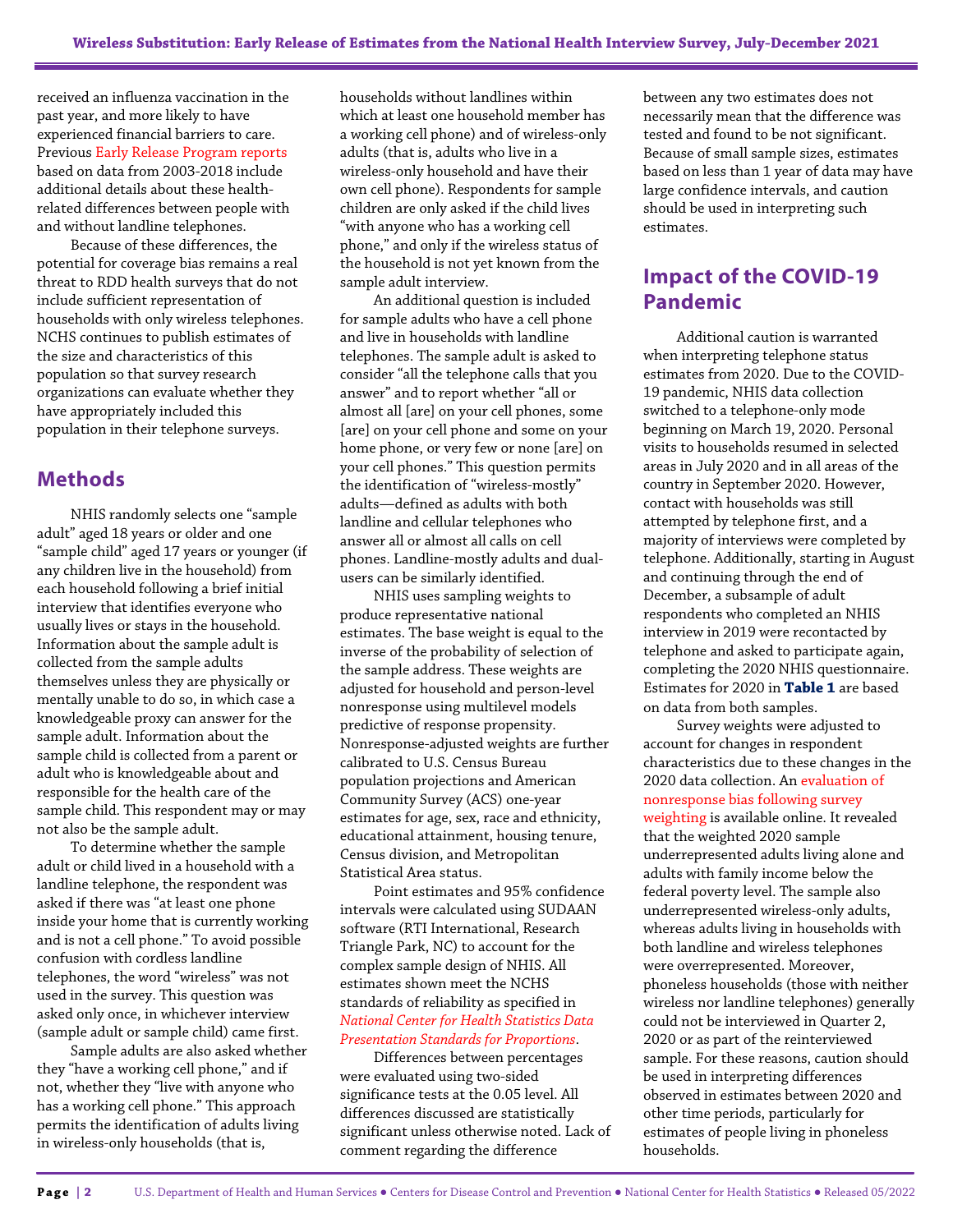received an influenza vaccination in the past year, and more likely to have experienced financial barriers to care. Previous Early Release Program reports based on data from 2003-2018 include additional details about these health-related differences between people with and without landline telephones.

Because of these differences, the potential for coverage bias remains a real threat to RDD health surveys that do not include sufficient representation of households with only wireless telephones. NCHS continues to publish estimates of the size and characteristics of this population so that survey research organizations can evaluate whether they have appropriately included this population in their telephone surveys.

## Methods

NHIS randomly selects one "sample adult" aged 18 years or older and one "sample child" aged 17 years or younger (if any children live in the household) from each household following a brief initial interview that identifies everyone who usually lives or stays in the household. Information about the sample adult is collected from the sample adults themselves unless they are physically or mentally unable to do so, in which case a knowledgeable proxy can answer for the sample adult. Information about the sample child is collected from a parent or adult who is knowledgeable about and responsible for the health care of the sample child. This respondent may or may not also be the sample adult.

To determine whether the sample adult or child lived in a household with a landline telephone, the respondent was asked if there was "at least one phone inside your home that is currently working and is not a cell phone." To avoid possible confusion with cordless landline telephones, the word "wireless" was not used in the survey. This question was asked only once, in whichever interview (sample adult or sample child) came first.

Sample adults are also asked whether they "have a working cell phone," and if not, whether they "live with anyone who has a working cell phone." This approach permits the identification of adults living in wireless-only households (that is, households without landlines within which at least one household member has a working cell phone) and of wireless-only adults (that is, adults who live in a wireless-only household and have their own cell phone). Respondents for sample children are only asked if the child lives "with anyone who has a working cell phone," and only if the wireless status of the household is not yet known from the sample adult interview.

An additional question is included for sample adults who have a cell phone and live in households with landline telephones. The sample adult is asked to consider "all the telephone calls that you answer" and to report whether "all or almost all [are] on your cell phones, some [are] on your cell phone and some on your home phone, or very few or none [are] on your cell phones." This question permits the identification of "wireless-mostly" adults—defined as adults with both landline and cellular telephones who answer all or almost all calls on cell phones. Landline-mostly adults and dual-users can be similarly identified.

NHIS uses sampling weights to produce representative national estimates. The base weight is equal to the inverse of the probability of selection of the sample address. These weights are adjusted for household and person-level nonresponse using multilevel models predictive of response propensity. Nonresponse-adjusted weights are further calibrated to U.S. Census Bureau population projections and American Community Survey (ACS) one-year estimates for age, sex, race and ethnicity, educational attainment, housing tenure, Census division, and Metropolitan Statistical Area status.

Point estimates and 95% confidence intervals were calculated using SUDAAN software (RTI International, Research Triangle Park, NC) to account for the complex sample design of NHIS. All estimates shown meet the NCHS standards of reliability as specified in *National Center for Health Statistics Data Presentation Standards for Proportions*.

Differences between percentages were evaluated using two-sided significance tests at the 0.05 level. All differences discussed are statistically significant unless otherwise noted. Lack of comment regarding the difference between any two estimates does not necessarily mean that the difference was tested and found to be not significant. Because of small sample sizes, estimates based on less than 1 year of data may have large confidence intervals, and caution should be used in interpreting such estimates.

## Impact of the COVID-19 Pandemic

Additional caution is warranted when interpreting telephone status estimates from 2020. Due to the COVID-19 pandemic, NHIS data collection switched to a telephone-only mode beginning on March 19, 2020. Personal visits to households resumed in selected areas in July 2020 and in all areas of the country in September 2020. However, contact with households was still attempted by telephone first, and a majority of interviews were completed by telephone. Additionally, starting in August and continuing through the end of December, a subsample of adult respondents who completed an NHIS interview in 2019 were recontacted by telephone and asked to participate again, completing the 2020 NHIS questionnaire. Estimates for 2020 in **Table 1** are based on data from both samples.

Survey weights were adjusted to account for changes in respondent characteristics due to these changes in the 2020 data collection. An evaluation of nonresponse bias following survey weighting is available online. It revealed that the weighted 2020 sample underrepresented adults living alone and adults with family income below the federal poverty level. The sample also underrepresented wireless-only adults, whereas adults living in households with both landline and wireless telephones were overrepresented. Moreover, phoneless households (those with neither wireless nor landline telephones) generally could not be interviewed in Quarter 2, 2020 or as part of the reinterviewed sample. For these reasons, caution should be used in interpreting differences observed in estimates between 2020 and other time periods, particularly for estimates of people living in phoneless households.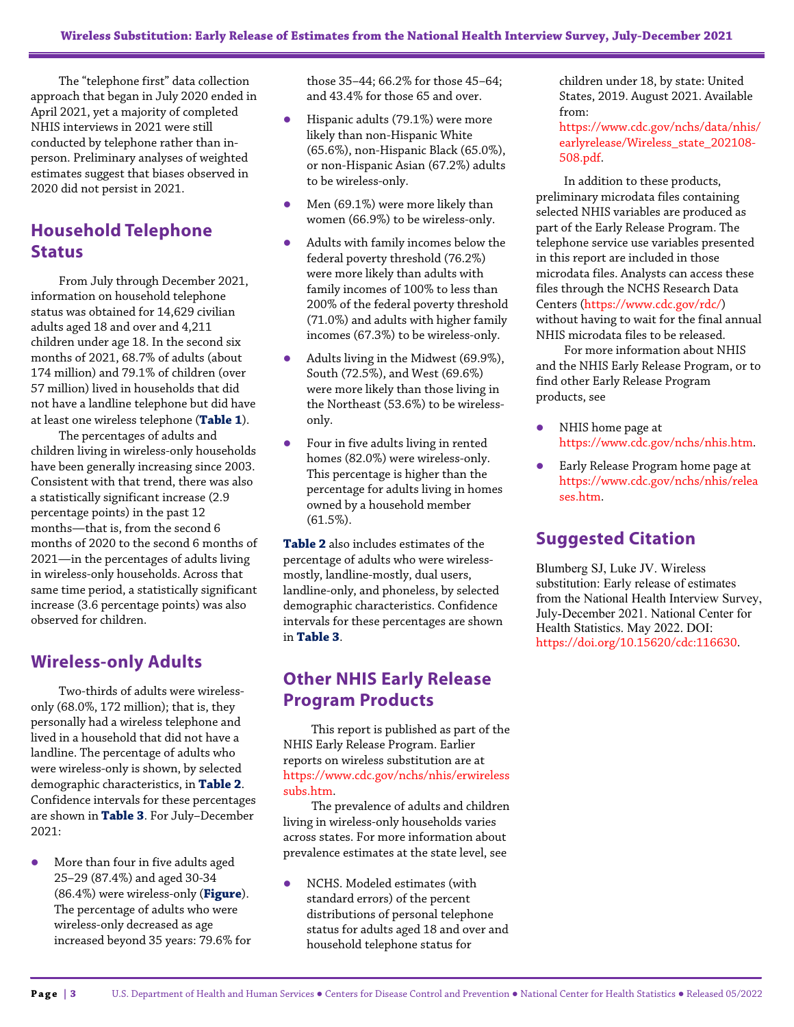The "telephone first" data collection approach that began in July 2020 ended in April 2021, yet a majority of completed NHIS interviews in 2021 were still conducted by telephone rather than in-person. Preliminary analyses of weighted estimates suggest that biases observed in 2020 did not persist in 2021.

## Household Telephone Status

From July through December 2021, information on household telephone status was obtained for 14,629 civilian adults aged 18 and over and 4,211 children under age 18. In the second six months of 2021, 68.7% of adults (about 174 million) and 79.1% of children (over 57 million) lived in households that did not have a landline telephone but did have at least one wireless telephone (**Table 1**).

The percentages of adults and children living in wireless-only households have been generally increasing since 2003. Consistent with that trend, there was also a statistically significant increase (2.9 percentage points) in the past 12 months—that is, from the second 6 months of 2020 to the second 6 months of 2021—in the percentages of adults living in wireless-only households. Across that same time period, a statistically significant increase (3.6 percentage points) was also observed for children.

## Wireless-only Adults

Two-thirds of adults were wireless-only (68.0%, 172 million); that is, they personally had a wireless telephone and lived in a household that did not have a landline. The percentage of adults who were wireless-only is shown, by selected demographic characteristics, in **Table 2**. Confidence intervals for these percentages are shown in **Table 3**. For July–December 2021:

- More than four in five adults aged 25–29 (87.4%) and aged 30-34 (86.4%) were wireless-only (**Figure**). The percentage of adults who were wireless-only decreased as age increased beyond 35 years: 79.6% for those 35–44; 66.2% for those 45–64; and 43.4% for those 65 and over.
- Hispanic adults (79.1%) were more likely than non-Hispanic White (65.6%), non-Hispanic Black (65.0%), or non-Hispanic Asian (67.2%) adults to be wireless-only.
- Men (69.1%) were more likely than women (66.9%) to be wireless-only.
- Adults with family incomes below the federal poverty threshold (76.2%) were more likely than adults with family incomes of 100% to less than 200% of the federal poverty threshold (71.0%) and adults with higher family incomes (67.3%) to be wireless-only.
- Adults living in the Midwest (69.9%), South (72.5%), and West (69.6%) were more likely than those living in the Northeast (53.6%) to be wireless-only.
- Four in five adults living in rented homes (82.0%) were wireless-only. This percentage is higher than the percentage for adults living in homes owned by a household member (61.5%).

**Table 2** also includes estimates of the percentage of adults who were wireless-mostly, landline-mostly, dual users, landline-only, and phoneless, by selected demographic characteristics. Confidence intervals for these percentages are shown in **Table 3**.

## Other NHIS Early Release Program Products

This report is published as part of the NHIS Early Release Program. Earlier reports on wireless substitution are at https://www.cdc.gov/nchs/nhis/erwirelesssubs.htm.

The prevalence of adults and children living in wireless-only households varies across states. For more information about prevalence estimates at the state level, see

- NCHS. Modeled estimates (with standard errors) of the percent distributions of personal telephone status for adults aged 18 and over and household telephone status for children under 18, by state: United States, 2019. August 2021. Available from: https://www.cdc.gov/nchs/data/nhis/earlyrelease/Wireless_state_202108-508.pdf.

In addition to these products, preliminary microdata files containing selected NHIS variables are produced as part of the Early Release Program. The telephone service use variables presented in this report are included in those microdata files. Analysts can access these files through the NCHS Research Data Centers (https://www.cdc.gov/rdc/) without having to wait for the final annual NHIS microdata files to be released.

For more information about NHIS and the NHIS Early Release Program, or to find other Early Release Program products, see

- NHIS home page at https://www.cdc.gov/nchs/nhis.htm.
- Early Release Program home page at https://www.cdc.gov/nchs/nhis/releases.htm.

## Suggested Citation

Blumberg SJ, Luke JV. Wireless substitution: Early release of estimates from the National Health Interview Survey, July-December 2021. National Center for Health Statistics. May 2022. DOI: https://doi.org/10.15620/cdc:116630.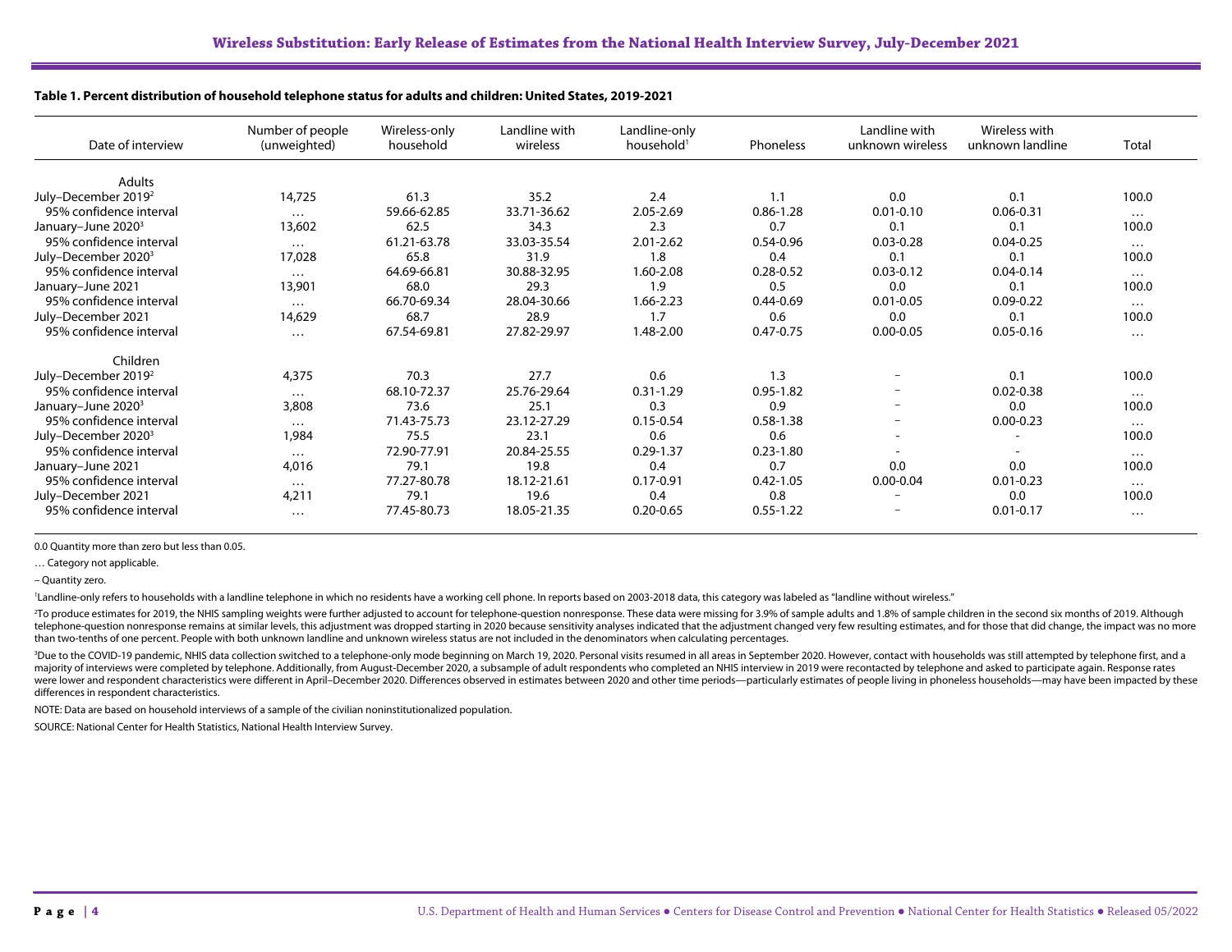**Table 1. Percent distribution of household telephone status for adults and children: United States, 2019-2021**

| Date of interview | Number of people (unweighted) | Wireless-only household | Landline with wireless | Landline-only household[1] | Phoneless | Landline with unknown wireless | Wireless with unknown landline | Total |
|---|---|---|---|---|---|---|---|---|
| Adults | | | | | | | | |
| July–December 2019[2] | 14,725 | 61.3 | 35.2 | 2.4 | 1.1 | 0.0 | 0.1 | 100.0 |
| 95% confidence interval | … | 59.66-62.85 | 33.71-36.62 | 2.05-2.69 | 0.86-1.28 | 0.01-0.10 | 0.06-0.31 | … |
| January–June 2020[3] | 13,602 | 62.5 | 34.3 | 2.3 | 0.7 | 0.1 | 0.1 | 100.0 |
| 95% confidence interval | … | 61.21-63.78 | 33.03-35.54 | 2.01-2.62 | 0.54-0.96 | 0.03-0.28 | 0.04-0.25 | … |
| July–December 2020[3] | 17,028 | 65.8 | 31.9 | 1.8 | 0.4 | 0.1 | 0.1 | 100.0 |
| 95% confidence interval | … | 64.69-66.81 | 30.88-32.95 | 1.60-2.08 | 0.28-0.52 | 0.03-0.12 | 0.04-0.14 | … |
| January–June 2021 | 13,901 | 68.0 | 29.3 | 1.9 | 0.5 | 0.0 | 0.1 | 100.0 |
| 95% confidence interval | … | 66.70-69.34 | 28.04-30.66 | 1.66-2.23 | 0.44-0.69 | 0.01-0.05 | 0.09-0.22 | … |
| July–December 2021 | 14,629 | 68.7 | 28.9 | 1.7 | 0.6 | 0.0 | 0.1 | 100.0 |
| 95% confidence interval | … | 67.54-69.81 | 27.82-29.97 | 1.48-2.00 | 0.47-0.75 | 0.00-0.05 | 0.05-0.16 | … |
| Children | | | | | | | | |
| July–December 2019[2] | 4,375 | 70.3 | 27.7 | 0.6 | 1.3 | – | 0.1 | 100.0 |
| 95% confidence interval | … | 68.10-72.37 | 25.76-29.64 | 0.31-1.29 | 0.95-1.82 | – | 0.02-0.38 | … |
| January–June 2020[3] | 3,808 | 73.6 | 25.1 | 0.3 | 0.9 | – | 0.0 | 100.0 |
| 95% confidence interval | … | 71.43-75.73 | 23.12-27.29 | 0.15-0.54 | 0.58-1.38 | – | 0.00-0.23 | … |
| July–December 2020[3] | 1,984 | 75.5 | 23.1 | 0.6 | 0.6 | - | - | 100.0 |
| 95% confidence interval | … | 72.90-77.91 | 20.84-25.55 | 0.29-1.37 | 0.23-1.80 | - | - | … |
| January–June 2021 | 4,016 | 79.1 | 19.8 | 0.4 | 0.7 | 0.0 | 0.0 | 100.0 |
| 95% confidence interval | … | 77.27-80.78 | 18.12-21.61 | 0.17-0.91 | 0.42-1.05 | 0.00-0.04 | 0.01-0.23 | … |
| July–December 2021 | 4,211 | 79.1 | 19.6 | 0.4 | 0.8 | – | 0.0 | 100.0 |
| 95% confidence interval | … | 77.45-80.73 | 18.05-21.35 | 0.20-0.65 | 0.55-1.22 | – | 0.01-0.17 | … |

0.0 Quantity more than zero but less than 0.05.

… Category not applicable.

– Quantity zero.

[1]Landline-only refers to households with a landline telephone in which no residents have a working cell phone. In reports based on 2003-2018 data, this category was labeled as "landline without wireless."

[2]To produce estimates for 2019, the NHIS sampling weights were further adjusted to account for telephone-question nonresponse. These data were missing for 3.9% of sample adults and 1.8% of sample children in the second six months of 2019. Although telephone-question nonresponse remains at similar levels, this adjustment was dropped starting in 2020 because sensitivity analyses indicated that the adjustment changed very few resulting estimates, and for those that did change, the impact was no more than two-tenths of one percent. People with both unknown landline and unknown wireless status are not included in the denominators when calculating percentages.

[3]Due to the COVID-19 pandemic, NHIS data collection switched to a telephone-only mode beginning on March 19, 2020. Personal visits resumed in all areas in September 2020. However, contact with households was still attempted by telephone first, and a majority of interviews were completed by telephone. Additionally, from August-December 2020, a subsample of adult respondents who completed an NHIS interview in 2019 were recontacted by telephone and asked to participate again. Response rates were lower and respondent characteristics were different in April–December 2020. Differences observed in estimates between 2020 and other time periods—particularly estimates of people living in phoneless households—may have been impacted by these differences in respondent characteristics.

NOTE: Data are based on household interviews of a sample of the civilian noninstitutionalized population.

SOURCE: National Center for Health Statistics, National Health Interview Survey.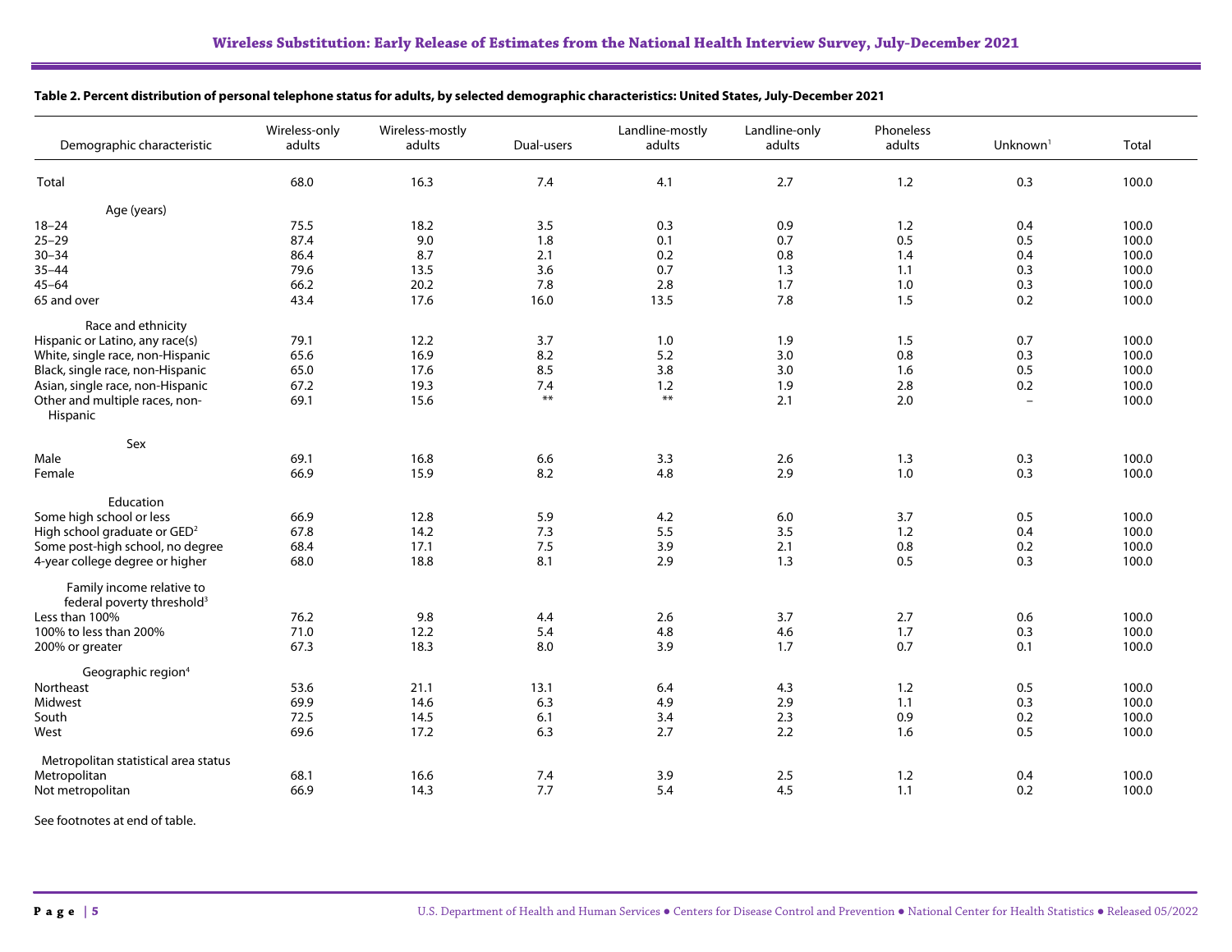**Table 2. Percent distribution of personal telephone status for adults, by selected demographic characteristics: United States, July-December 2021**

| Demographic characteristic | Wireless-only adults | Wireless-mostly adults | Dual-users | Landline-mostly adults | Landline-only adults | Phoneless adults | Unknown[1] | Total |
|---|---|---|---|---|---|---|---|---|
| Total | 68.0 | 16.3 | 7.4 | 4.1 | 2.7 | 1.2 | 0.3 | 100.0 |
| **Age (years)** | | | | | | | | |
| 18–24 | 75.5 | 18.2 | 3.5 | 0.3 | 0.9 | 1.2 | 0.4 | 100.0 |
| 25–29 | 87.4 | 9.0 | 1.8 | 0.1 | 0.7 | 0.5 | 0.5 | 100.0 |
| 30–34 | 86.4 | 8.7 | 2.1 | 0.2 | 0.8 | 1.4 | 0.4 | 100.0 |
| 35–44 | 79.6 | 13.5 | 3.6 | 0.7 | 1.3 | 1.1 | 0.3 | 100.0 |
| 45–64 | 66.2 | 20.2 | 7.8 | 2.8 | 1.7 | 1.0 | 0.3 | 100.0 |
| 65 and over | 43.4 | 17.6 | 16.0 | 13.5 | 7.8 | 1.5 | 0.2 | 100.0 |
| **Race and ethnicity** | | | | | | | | |
| Hispanic or Latino, any race(s) | 79.1 | 12.2 | 3.7 | 1.0 | 1.9 | 1.5 | 0.7 | 100.0 |
| White, single race, non-Hispanic | 65.6 | 16.9 | 8.2 | 5.2 | 3.0 | 0.8 | 0.3 | 100.0 |
| Black, single race, non-Hispanic | 65.0 | 17.6 | 8.5 | 3.8 | 3.0 | 1.6 | 0.5 | 100.0 |
| Asian, single race, non-Hispanic | 67.2 | 19.3 | 7.4 | 1.2 | 1.9 | 2.8 | 0.2 | 100.0 |
| Other and multiple races, non-Hispanic | 69.1 | 15.6 | ** | ** | 2.1 | 2.0 | – | 100.0 |
| **Sex** | | | | | | | | |
| Male | 69.1 | 16.8 | 6.6 | 3.3 | 2.6 | 1.3 | 0.3 | 100.0 |
| Female | 66.9 | 15.9 | 8.2 | 4.8 | 2.9 | 1.0 | 0.3 | 100.0 |
| **Education** | | | | | | | | |
| Some high school or less | 66.9 | 12.8 | 5.9 | 4.2 | 6.0 | 3.7 | 0.5 | 100.0 |
| High school graduate or GED[2] | 67.8 | 14.2 | 7.3 | 5.5 | 3.5 | 1.2 | 0.4 | 100.0 |
| Some post-high school, no degree | 68.4 | 17.1 | 7.5 | 3.9 | 2.1 | 0.8 | 0.2 | 100.0 |
| 4-year college degree or higher | 68.0 | 18.8 | 8.1 | 2.9 | 1.3 | 0.5 | 0.3 | 100.0 |
| **Family income relative to federal poverty threshold[3]** | | | | | | | | |
| Less than 100% | 76.2 | 9.8 | 4.4 | 2.6 | 3.7 | 2.7 | 0.6 | 100.0 |
| 100% to less than 200% | 71.0 | 12.2 | 5.4 | 4.8 | 4.6 | 1.7 | 0.3 | 100.0 |
| 200% or greater | 67.3 | 18.3 | 8.0 | 3.9 | 1.7 | 0.7 | 0.1 | 100.0 |
| **Geographic region[4]** | | | | | | | | |
| Northeast | 53.6 | 21.1 | 13.1 | 6.4 | 4.3 | 1.2 | 0.5 | 100.0 |
| Midwest | 69.9 | 14.6 | 6.3 | 4.9 | 2.9 | 1.1 | 0.3 | 100.0 |
| South | 72.5 | 14.5 | 6.1 | 3.4 | 2.3 | 0.9 | 0.2 | 100.0 |
| West | 69.6 | 17.2 | 6.3 | 2.7 | 2.2 | 1.6 | 0.5 | 100.0 |
| **Metropolitan statistical area status** | | | | | | | | |
| Metropolitan | 68.1 | 16.6 | 7.4 | 3.9 | 2.5 | 1.2 | 0.4 | 100.0 |
| Not metropolitan | 66.9 | 14.3 | 7.7 | 5.4 | 4.5 | 1.1 | 0.2 | 100.0 |

See footnotes at end of table.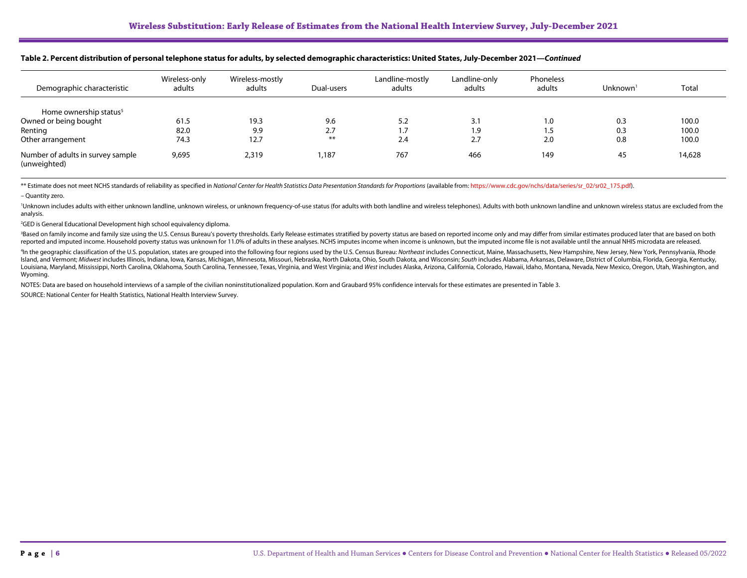**Table 2. Percent distribution of personal telephone status for adults, by selected demographic characteristics: United States, July-December 2021—*Continued***

| Demographic characteristic | Wireless-only adults | Wireless-mostly adults | Dual-users | Landline-mostly adults | Landline-only adults | Phoneless adults | Unknown[1] | Total |
|---|---|---|---|---|---|---|---|---|
| Home ownership status[5] | | | | | | | | |
| Owned or being bought | 61.5 | 19.3 | 9.6 | 5.2 | 3.1 | 1.0 | 0.3 | 100.0 |
| Renting | 82.0 | 9.9 | 2.7 | 1.7 | 1.9 | 1.5 | 0.3 | 100.0 |
| Other arrangement | 74.3 | 12.7 | ** | 2.4 | 2.7 | 2.0 | 0.8 | 100.0 |
| Number of adults in survey sample (unweighted) | 9,695 | 2,319 | 1,187 | 767 | 466 | 149 | 45 | 14,628 |

** Estimate does not meet NCHS standards of reliability as specified in *National Center for Health Statistics Data Presentation Standards for Proportions* (available from: https://www.cdc.gov/nchs/data/series/sr_02/sr02_175.pdf).

– Quantity zero.

[1]Unknown includes adults with either unknown landline, unknown wireless, or unknown frequency-of-use status (for adults with both landline and wireless telephones). Adults with both unknown landline and unknown wireless status are excluded from the analysis.

[2]GED is General Educational Development high school equivalency diploma.

[3]Based on family income and family size using the U.S. Census Bureau's poverty thresholds. Early Release estimates stratified by poverty status are based on reported income only and may differ from similar estimates produced later that are based on both reported and imputed income. Household poverty status was unknown for 11.0% of adults in these analyses. NCHS imputes income when income is unknown, but the imputed income file is not available until the annual NHIS microdata are released.

[4]In the geographic classification of the U.S. population, states are grouped into the following four regions used by the U.S. Census Bureau: *Northeast* includes Connecticut, Maine, Massachusetts, New Hampshire, New Jersey, New York, Pennsylvania, Rhode Island, and Vermont; *Midwest* includes Illinois, Indiana, Iowa, Kansas, Michigan, Minnesota, Missouri, Nebraska, North Dakota, Ohio, South Dakota, and Wisconsin; *South* includes Alabama, Arkansas, Delaware, District of Columbia, Florida, Georgia, Kentucky, Louisiana, Maryland, Mississippi, North Carolina, Oklahoma, South Carolina, Tennessee, Texas, Virginia, and West Virginia; and *West* includes Alaska, Arizona, California, Colorado, Hawaii, Idaho, Montana, Nevada, New Mexico, Oregon, Utah, Washington, and Wyoming.

NOTES: Data are based on household interviews of a sample of the civilian noninstitutionalized population. Korn and Graubard 95% confidence intervals for these estimates are presented in Table 3.

SOURCE: National Center for Health Statistics, National Health Interview Survey.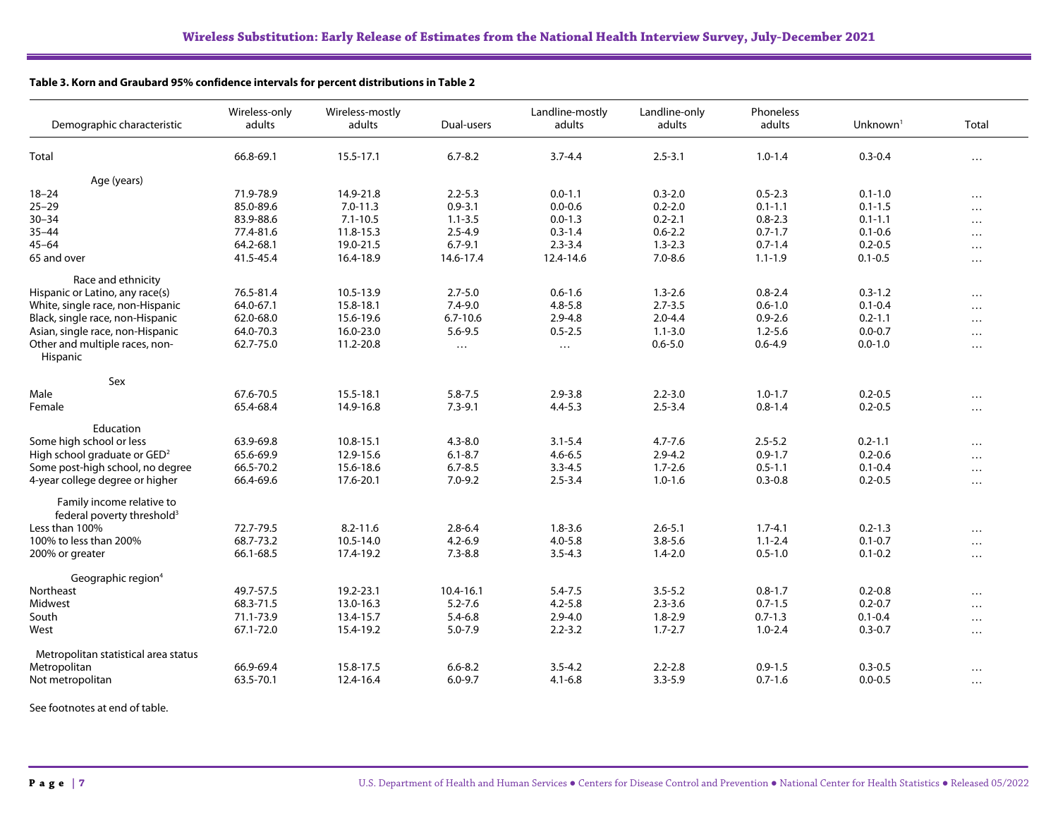**Table 3. Korn and Graubard 95% confidence intervals for percent distributions in Table 2**

| Demographic characteristic | Wireless-only adults | Wireless-mostly adults | Dual-users | Landline-mostly adults | Landline-only adults | Phoneless adults | Unknown[1] | Total |
|---|---|---|---|---|---|---|---|---|
| Total | 66.8-69.1 | 15.5-17.1 | 6.7-8.2 | 3.7-4.4 | 2.5-3.1 | 1.0-1.4 | 0.3-0.4 | … |
| **Age (years)** | | | | | | | | |
| 18–24 | 71.9-78.9 | 14.9-21.8 | 2.2-5.3 | 0.0-1.1 | 0.3-2.0 | 0.5-2.3 | 0.1-1.0 | … |
| 25–29 | 85.0-89.6 | 7.0-11.3 | 0.9-3.1 | 0.0-0.6 | 0.2-2.0 | 0.1-1.1 | 0.1-1.5 | … |
| 30–34 | 83.9-88.6 | 7.1-10.5 | 1.1-3.5 | 0.0-1.3 | 0.2-2.1 | 0.8-2.3 | 0.1-1.1 | … |
| 35–44 | 77.4-81.6 | 11.8-15.3 | 2.5-4.9 | 0.3-1.4 | 0.6-2.2 | 0.7-1.7 | 0.1-0.6 | … |
| 45–64 | 64.2-68.1 | 19.0-21.5 | 6.7-9.1 | 2.3-3.4 | 1.3-2.3 | 0.7-1.4 | 0.2-0.5 | … |
| 65 and over | 41.5-45.4 | 16.4-18.9 | 14.6-17.4 | 12.4-14.6 | 7.0-8.6 | 1.1-1.9 | 0.1-0.5 | … |
| **Race and ethnicity** | | | | | | | | |
| Hispanic or Latino, any race(s) | 76.5-81.4 | 10.5-13.9 | 2.7-5.0 | 0.6-1.6 | 1.3-2.6 | 0.8-2.4 | 0.3-1.2 | … |
| White, single race, non-Hispanic | 64.0-67.1 | 15.8-18.1 | 7.4-9.0 | 4.8-5.8 | 2.7-3.5 | 0.6-1.0 | 0.1-0.4 | … |
| Black, single race, non-Hispanic | 62.0-68.0 | 15.6-19.6 | 6.7-10.6 | 2.9-4.8 | 2.0-4.4 | 0.9-2.6 | 0.2-1.1 | … |
| Asian, single race, non-Hispanic | 64.0-70.3 | 16.0-23.0 | 5.6-9.5 | 0.5-2.5 | 1.1-3.0 | 1.2-5.6 | 0.0-0.7 | … |
| Other and multiple races, non-Hispanic | 62.7-75.0 | 11.2-20.8 | … | … | 0.6-5.0 | 0.6-4.9 | 0.0-1.0 | … |
| **Sex** | | | | | | | | |
| Male | 67.6-70.5 | 15.5-18.1 | 5.8-7.5 | 2.9-3.8 | 2.2-3.0 | 1.0-1.7 | 0.2-0.5 | … |
| Female | 65.4-68.4 | 14.9-16.8 | 7.3-9.1 | 4.4-5.3 | 2.5-3.4 | 0.8-1.4 | 0.2-0.5 | … |
| **Education** | | | | | | | | |
| Some high school or less | 63.9-69.8 | 10.8-15.1 | 4.3-8.0 | 3.1-5.4 | 4.7-7.6 | 2.5-5.2 | 0.2-1.1 | … |
| High school graduate or GED[2] | 65.6-69.9 | 12.9-15.6 | 6.1-8.7 | 4.6-6.5 | 2.9-4.2 | 0.9-1.7 | 0.2-0.6 | … |
| Some post-high school, no degree | 66.5-70.2 | 15.6-18.6 | 6.7-8.5 | 3.3-4.5 | 1.7-2.6 | 0.5-1.1 | 0.1-0.4 | … |
| 4-year college degree or higher | 66.4-69.6 | 17.6-20.1 | 7.0-9.2 | 2.5-3.4 | 1.0-1.6 | 0.3-0.8 | 0.2-0.5 | … |
| **Family income relative to federal poverty threshold[3]** | | | | | | | | |
| Less than 100% | 72.7-79.5 | 8.2-11.6 | 2.8-6.4 | 1.8-3.6 | 2.6-5.1 | 1.7-4.1 | 0.2-1.3 | … |
| 100% to less than 200% | 68.7-73.2 | 10.5-14.0 | 4.2-6.9 | 4.0-5.8 | 3.8-5.6 | 1.1-2.4 | 0.1-0.7 | … |
| 200% or greater | 66.1-68.5 | 17.4-19.2 | 7.3-8.8 | 3.5-4.3 | 1.4-2.0 | 0.5-1.0 | 0.1-0.2 | … |
| **Geographic region[4]** | | | | | | | | |
| Northeast | 49.7-57.5 | 19.2-23.1 | 10.4-16.1 | 5.4-7.5 | 3.5-5.2 | 0.8-1.7 | 0.2-0.8 | … |
| Midwest | 68.3-71.5 | 13.0-16.3 | 5.2-7.6 | 4.2-5.8 | 2.3-3.6 | 0.7-1.5 | 0.2-0.7 | … |
| South | 71.1-73.9 | 13.4-15.7 | 5.4-6.8 | 2.9-4.0 | 1.8-2.9 | 0.7-1.3 | 0.1-0.4 | … |
| West | 67.1-72.0 | 15.4-19.2 | 5.0-7.9 | 2.2-3.2 | 1.7-2.7 | 1.0-2.4 | 0.3-0.7 | … |
| **Metropolitan statistical area status** | | | | | | | | |
| Metropolitan | 66.9-69.4 | 15.8-17.5 | 6.6-8.2 | 3.5-4.2 | 2.2-2.8 | 0.9-1.5 | 0.3-0.5 | … |
| Not metropolitan | 63.5-70.1 | 12.4-16.4 | 6.0-9.7 | 4.1-6.8 | 3.3-5.9 | 0.7-1.6 | 0.0-0.5 | … |

See footnotes at end of table.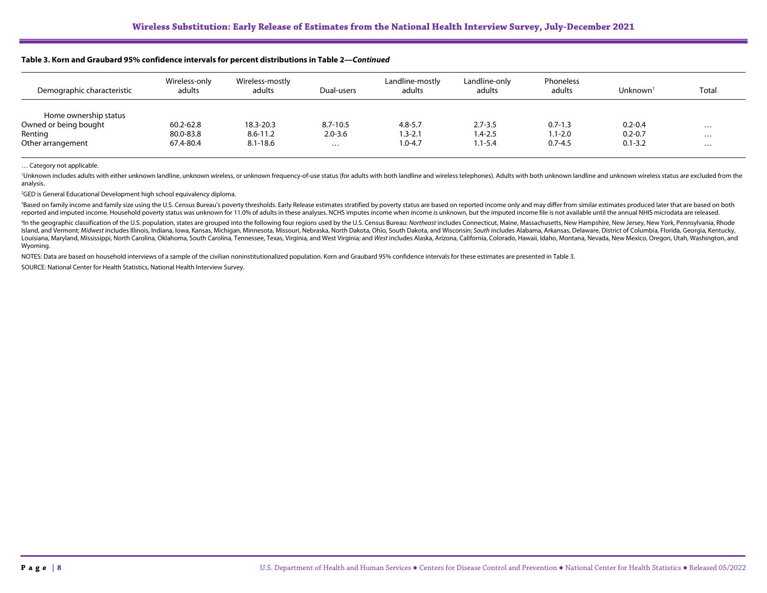**Table 3. Korn and Graubard 95% confidence intervals for percent distributions in Table 2—*Continued***

| Demographic characteristic | Wireless-only adults | Wireless-mostly adults | Dual-users | Landline-mostly adults | Landline-only adults | Phoneless adults | Unknown[1] | Total |
|---|---|---|---|---|---|---|---|---|
| Home ownership status | | | | | | | | |
| Owned or being bought | 60.2-62.8 | 18.3-20.3 | 8.7-10.5 | 4.8-5.7 | 2.7-3.5 | 0.7-1.3 | 0.2-0.4 | … |
| Renting | 80.0-83.8 | 8.6-11.2 | 2.0-3.6 | 1.3-2.1 | 1.4-2.5 | 1.1-2.0 | 0.2-0.7 | … |
| Other arrangement | 67.4-80.4 | 8.1-18.6 | … | 1.0-4.7 | 1.1-5.4 | 0.7-4.5 | 0.1-3.2 | … |

… Category not applicable.

[1]Unknown includes adults with either unknown landline, unknown wireless, or unknown frequency-of-use status (for adults with both landline and wireless telephones). Adults with both unknown landline and unknown wireless status are excluded from the analysis.

[2]GED is General Educational Development high school equivalency diploma.

[3]Based on family income and family size using the U.S. Census Bureau's poverty thresholds. Early Release estimates stratified by poverty status are based on reported income only and may differ from similar estimates produced later that are based on both reported and imputed income. Household poverty status was unknown for 11.0% of adults in these analyses. NCHS imputes income when income is unknown, but the imputed income file is not available until the annual NHIS microdata are released.

[4]In the geographic classification of the U.S. population, states are grouped into the following four regions used by the U.S. Census Bureau: *Northeast* includes Connecticut, Maine, Massachusetts, New Hampshire, New Jersey, New York, Pennsylvania, Rhode Island, and Vermont; *Midwest* includes Illinois, Indiana, Iowa, Kansas, Michigan, Minnesota, Missouri, Nebraska, North Dakota, Ohio, South Dakota, and Wisconsin; *South* includes Alabama, Arkansas, Delaware, District of Columbia, Florida, Georgia, Kentucky, Louisiana, Maryland, Mississippi, North Carolina, Oklahoma, South Carolina, Tennessee, Texas, Virginia, and West Virginia; and *West* includes Alaska, Arizona, California, Colorado, Hawaii, Idaho, Montana, Nevada, New Mexico, Oregon, Utah, Washington, and Wyoming.

NOTES: Data are based on household interviews of a sample of the civilian noninstitutionalized population. Korn and Graubard 95% confidence intervals for these estimates are presented in Table 3.

SOURCE: National Center for Health Statistics, National Health Interview Survey.